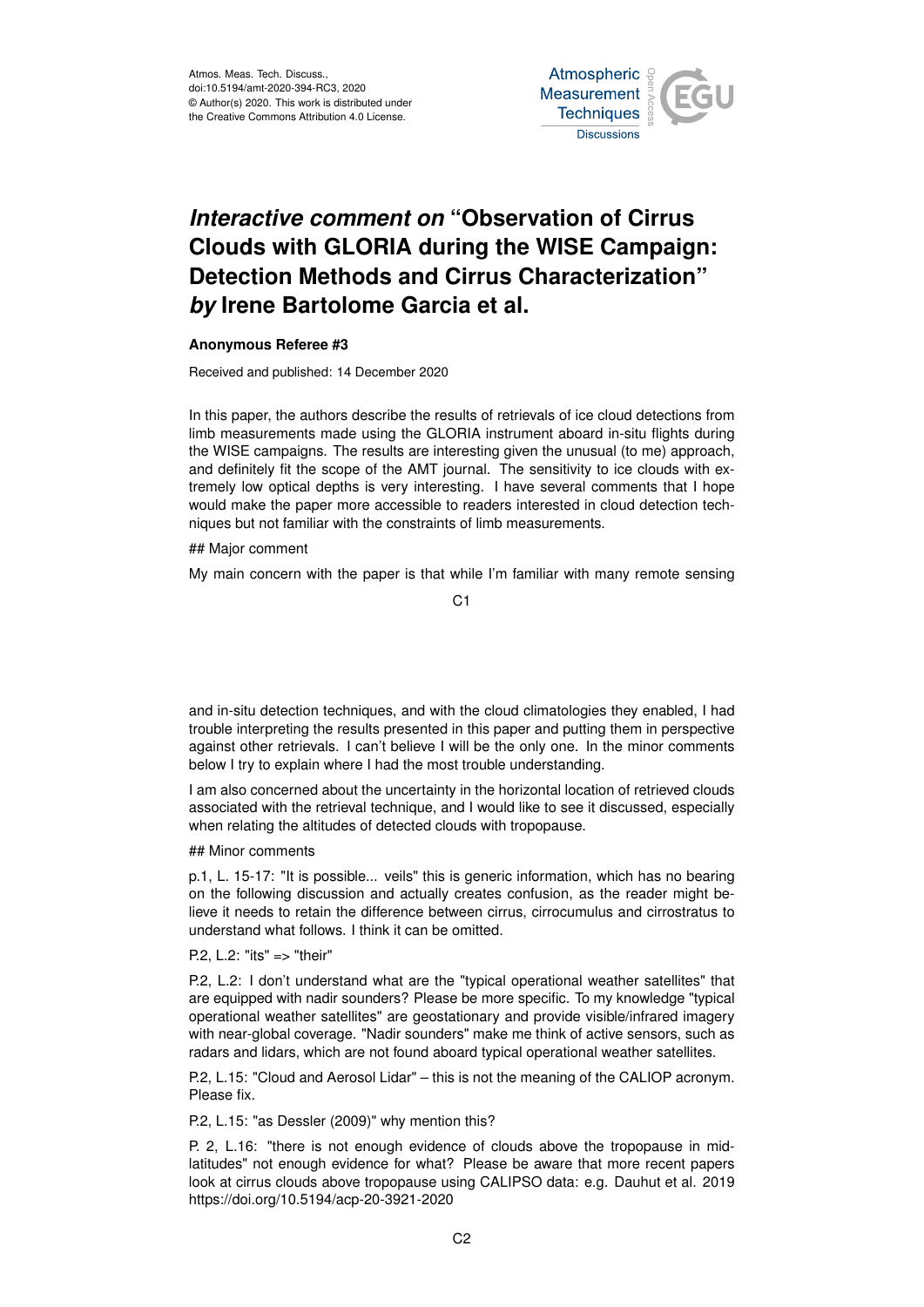# *Interactive comment on* "Observation of Cirrus Clouds with GLORIA during the WISE Campaign: Detection Methods and Cirrus Characterization" *by* Irene Bartolome Garcia et al.

**Anonymous Referee #3**

Received and published: 14 December 2020

In this paper, the authors describe the results of retrievals of ice cloud detections from limb measurements made using the GLORIA instrument aboard in-situ flights during the WISE campaigns. The results are interesting given the unusual (to me) approach, and definitely fit the scope of the AMT journal. The sensitivity to ice clouds with extremely low optical depths is very interesting. I have several comments that I hope would make the paper more accessible to readers interested in cloud detection techniques but not familiar with the constraints of limb measurements.

## Major comment

My main concern with the paper is that while I'm familiar with many remote sensing and in-situ detection techniques, and with the cloud climatologies they enabled, I had trouble interpreting the results presented in this paper and putting them in perspective against other retrievals. I can't believe I will be the only one. In the minor comments below I try to explain where I had the most trouble understanding.

I am also concerned about the uncertainty in the horizontal location of retrieved clouds associated with the retrieval technique, and I would like to see it discussed, especially when relating the altitudes of detected clouds with tropopause.

## Minor comments

p.1, L. 15-17: "It is possible... veils" this is generic information, which has no bearing on the following discussion and actually creates confusion, as the reader might believe it needs to retain the difference between cirrus, cirrocumulus and cirrostratus to understand what follows. I think it can be omitted.

P.2, L.2: "its" => "their"

P.2, L.2: I don't understand what are the "typical operational weather satellites" that are equipped with nadir sounders? Please be more specific. To my knowledge "typical operational weather satellites" are geostationary and provide visible/infrared imagery with near-global coverage. "Nadir sounders" make me think of active sensors, such as radars and lidars, which are not found aboard typical operational weather satellites.

P.2, L.15: "Cloud and Aerosol Lidar" – this is not the meaning of the CALIOP acronym. Please fix.

P.2, L.15: "as Dessler (2009)" why mention this?

P. 2, L.16: "there is not enough evidence of clouds above the tropopause in mid-latitudes" not enough evidence for what? Please be aware that more recent papers look at cirrus clouds above tropopause using CALIPSO data: e.g. Dauhut et al. 2019 https://doi.org/10.5194/acp-20-3921-2020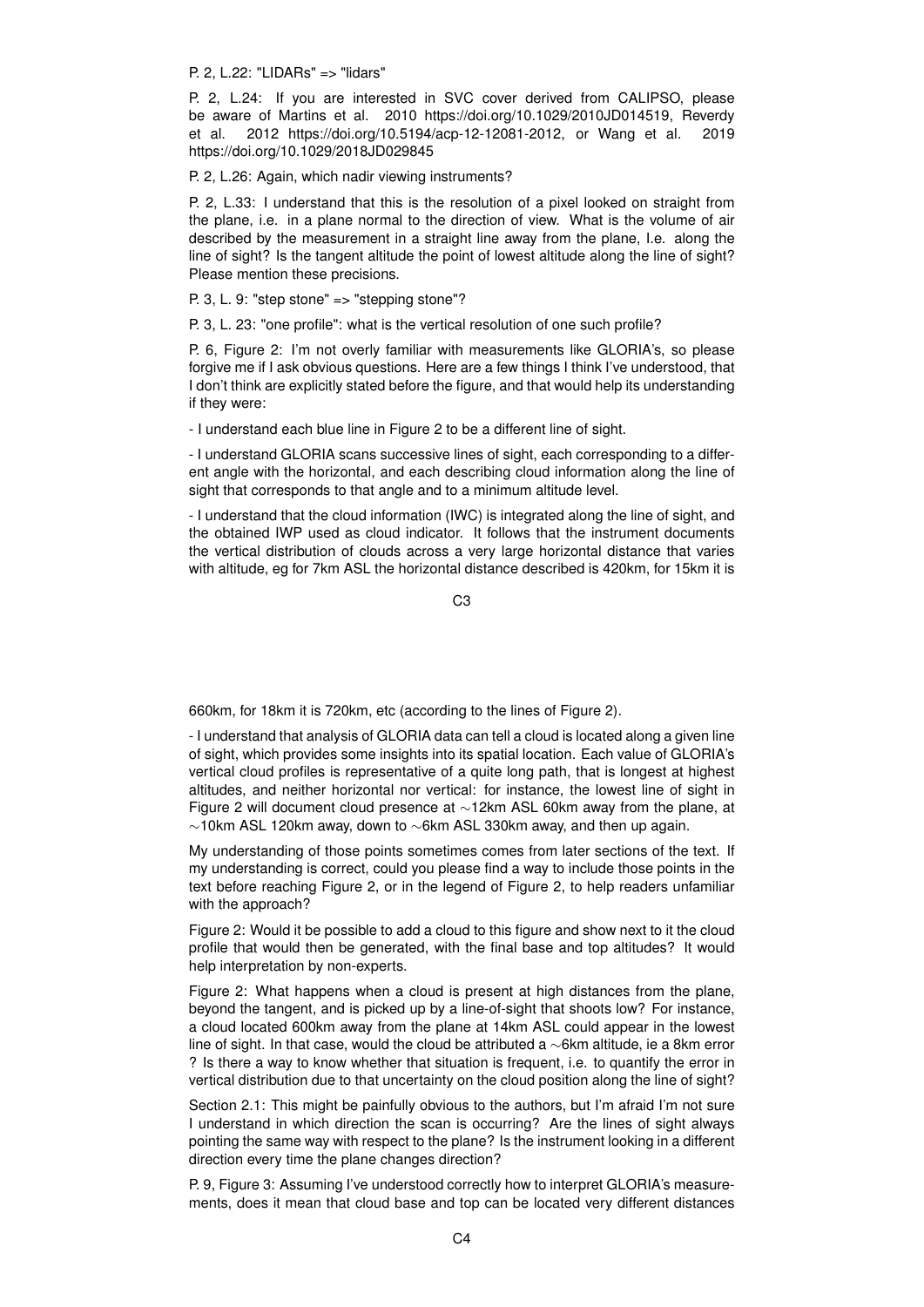P. 2, L.22: "LIDARs" => "lidars"

P. 2, L.24: If you are interested in SVC cover derived from CALIPSO, please be aware of Martins et al. 2010 https://doi.org/10.1029/2010JD014519, Reverdy et al. 2012 https://doi.org/10.5194/acp-12-12081-2012, or Wang et al. 2019 https://doi.org/10.1029/2018JD029845

P. 2, L.26: Again, which nadir viewing instruments?

P. 2, L.33: I understand that this is the resolution of a pixel looked on straight from the plane, i.e. in a plane normal to the direction of view. What is the volume of air described by the measurement in a straight line away from the plane, I.e. along the line of sight? Is the tangent altitude the point of lowest altitude along the line of sight? Please mention these precisions.

P. 3, L. 9: "step stone" => "stepping stone"?

P. 3, L. 23: "one profile": what is the vertical resolution of one such profile?

P. 6, Figure 2: I'm not overly familiar with measurements like GLORIA's, so please forgive me if I ask obvious questions. Here are a few things I think I've understood, that I don't think are explicitly stated before the figure, and that would help its understanding if they were:

- I understand each blue line in Figure 2 to be a different line of sight.

- I understand GLORIA scans successive lines of sight, each corresponding to a different angle with the horizontal, and each describing cloud information along the line of sight that corresponds to that angle and to a minimum altitude level.

- I understand that the cloud information (IWC) is integrated along the line of sight, and the obtained IWP used as cloud indicator. It follows that the instrument documents the vertical distribution of clouds across a very large horizontal distance that varies with altitude, eg for 7km ASL the horizontal distance described is 420km, for 15km it is 660km, for 18km it is 720km, etc (according to the lines of Figure 2).

- I understand that analysis of GLORIA data can tell a cloud is located along a given line of sight, which provides some insights into its spatial location. Each value of GLORIA's vertical cloud profiles is representative of a quite long path, that is longest at highest altitudes, and neither horizontal nor vertical: for instance, the lowest line of sight in Figure 2 will document cloud presence at ∼12km ASL 60km away from the plane, at ∼10km ASL 120km away, down to ∼6km ASL 330km away, and then up again.

My understanding of those points sometimes comes from later sections of the text. If my understanding is correct, could you please find a way to include those points in the text before reaching Figure 2, or in the legend of Figure 2, to help readers unfamiliar with the approach?

Figure 2: Would it be possible to add a cloud to this figure and show next to it the cloud profile that would then be generated, with the final base and top altitudes? It would help interpretation by non-experts.

Figure 2: What happens when a cloud is present at high distances from the plane, beyond the tangent, and is picked up by a line-of-sight that shoots low? For instance, a cloud located 600km away from the plane at 14km ASL could appear in the lowest line of sight. In that case, would the cloud be attributed a ∼6km altitude, ie a 8km error ? Is there a way to know whether that situation is frequent, i.e. to quantify the error in vertical distribution due to that uncertainty on the cloud position along the line of sight?

Section 2.1: This might be painfully obvious to the authors, but I'm afraid I'm not sure I understand in which direction the scan is occurring? Are the lines of sight always pointing the same way with respect to the plane? Is the instrument looking in a different direction every time the plane changes direction?

P. 9, Figure 3: Assuming I've understood correctly how to interpret GLORIA's measurements, does it mean that cloud base and top can be located very different distances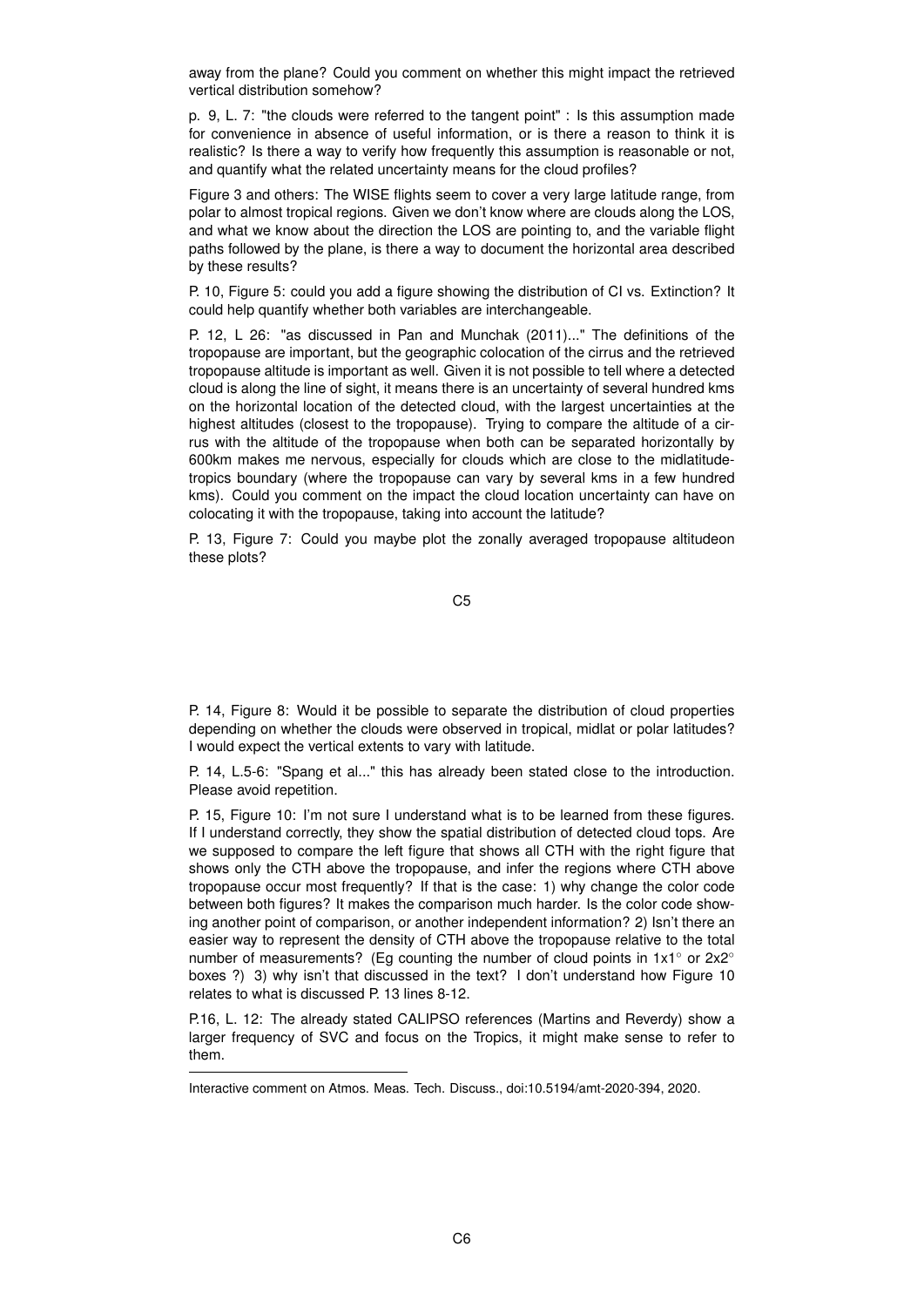away from the plane? Could you comment on whether this might impact the retrieved vertical distribution somehow?

p. 9, L. 7: "the clouds were referred to the tangent point" : Is this assumption made for convenience in absence of useful information, or is there a reason to think it is realistic? Is there a way to verify how frequently this assumption is reasonable or not, and quantify what the related uncertainty means for the cloud profiles?

Figure 3 and others: The WISE flights seem to cover a very large latitude range, from polar to almost tropical regions. Given we don't know where are clouds along the LOS, and what we know about the direction the LOS are pointing to, and the variable flight paths followed by the plane, is there a way to document the horizontal area described by these results?

P. 10, Figure 5: could you add a figure showing the distribution of CI vs. Extinction? It could help quantify whether both variables are interchangeable.

P. 12, L 26: "as discussed in Pan and Munchak (2011)..." The definitions of the tropopause are important, but the geographic colocation of the cirrus and the retrieved tropopause altitude is important as well. Given it is not possible to tell where a detected cloud is along the line of sight, it means there is an uncertainty of several hundred kms on the horizontal location of the detected cloud, with the largest uncertainties at the highest altitudes (closest to the tropopause). Trying to compare the altitude of a cirrus with the altitude of the tropopause when both can be separated horizontally by 600km makes me nervous, especially for clouds which are close to the midlatitude-tropics boundary (where the tropopause can vary by several kms in a few hundred kms). Could you comment on the impact the cloud location uncertainty can have on colocating it with the tropopause, taking into account the latitude?

P. 13, Figure 7: Could you maybe plot the zonally averaged tropopause altitudeon these plots?

P. 14, Figure 8: Would it be possible to separate the distribution of cloud properties depending on whether the clouds were observed in tropical, midlat or polar latitudes? I would expect the vertical extents to vary with latitude.

P. 14, L.5-6: "Spang et al..." this has already been stated close to the introduction. Please avoid repetition.

P. 15, Figure 10: I'm not sure I understand what is to be learned from these figures. If I understand correctly, they show the spatial distribution of detected cloud tops. Are we supposed to compare the left figure that shows all CTH with the right figure that shows only the CTH above the tropopause, and infer the regions where CTH above tropopause occur most frequently? If that is the case: 1) why change the color code between both figures? It makes the comparison much harder. Is the color code showing another point of comparison, or another independent information? 2) Isn't there an easier way to represent the density of CTH above the tropopause relative to the total number of measurements? (Eg counting the number of cloud points in 1x1° or 2x2° boxes ?) 3) why isn't that discussed in the text? I don't understand how Figure 10 relates to what is discussed P. 13 lines 8-12.

P.16, L. 12: The already stated CALIPSO references (Martins and Reverdy) show a larger frequency of SVC and focus on the Tropics, it might make sense to refer to them.

---

Interactive comment on Atmos. Meas. Tech. Discuss., doi:10.5194/amt-2020-394, 2020.